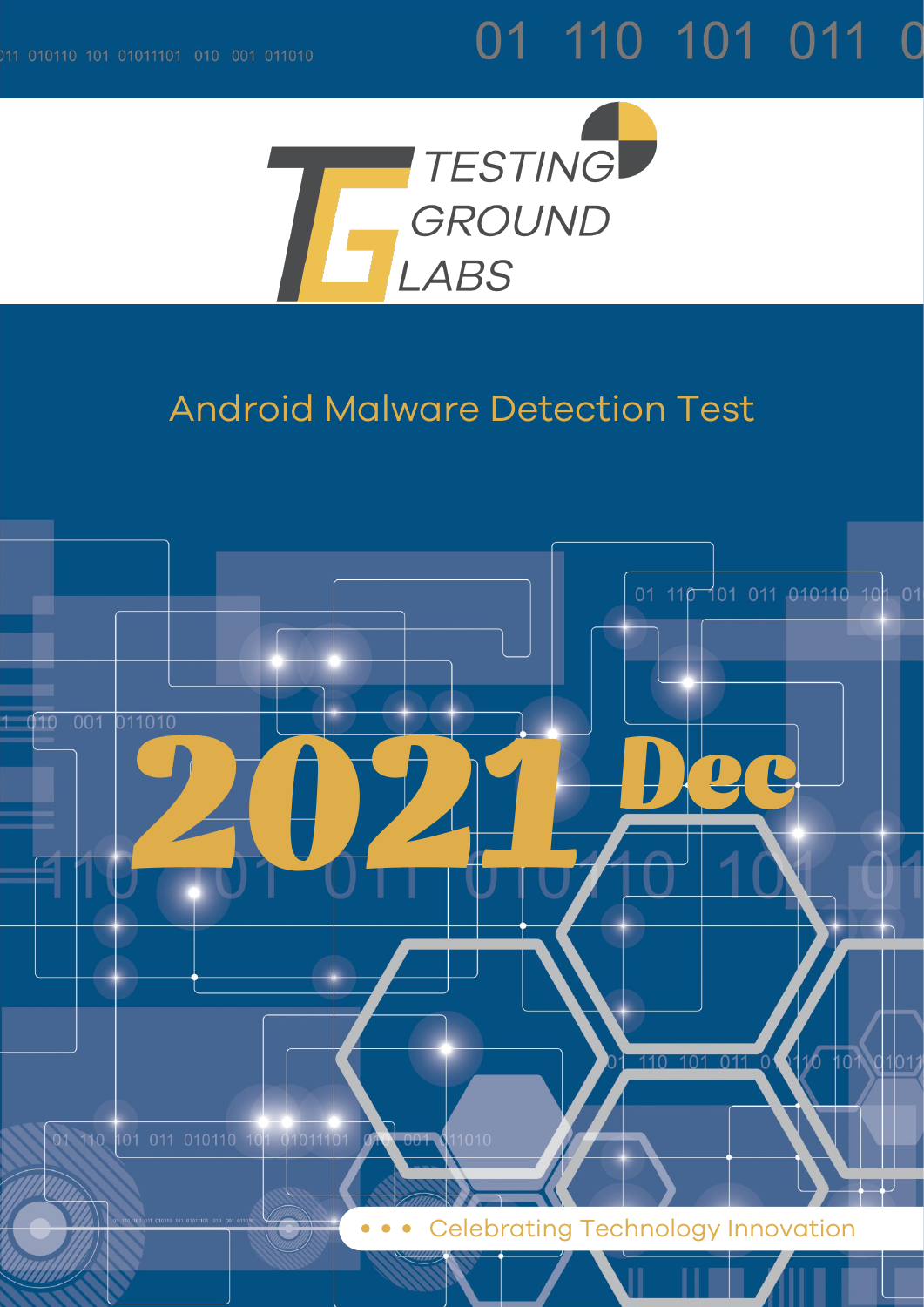TESTING GROUND LABS

# Android Malware Detection Test

## 2021 Dec

Celebrating Technology Innovation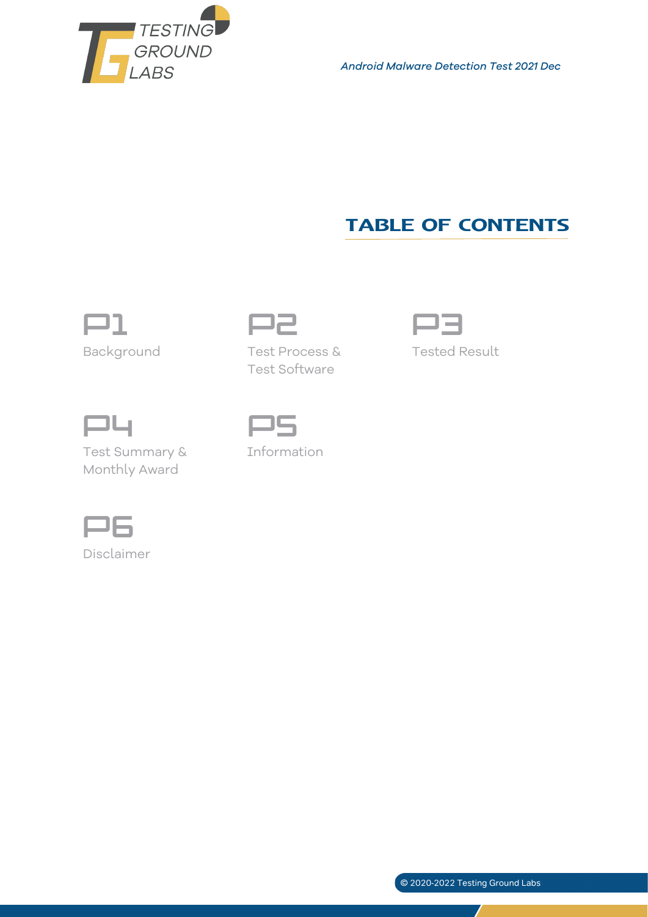# TABLE OF CONTENTS

**P1**
Background

**P2**
Test Process & Test Software

**P3**
Tested Result

**P4**
Test Summary & Monthly Award

**P5**
Information

**P6**
Disclaimer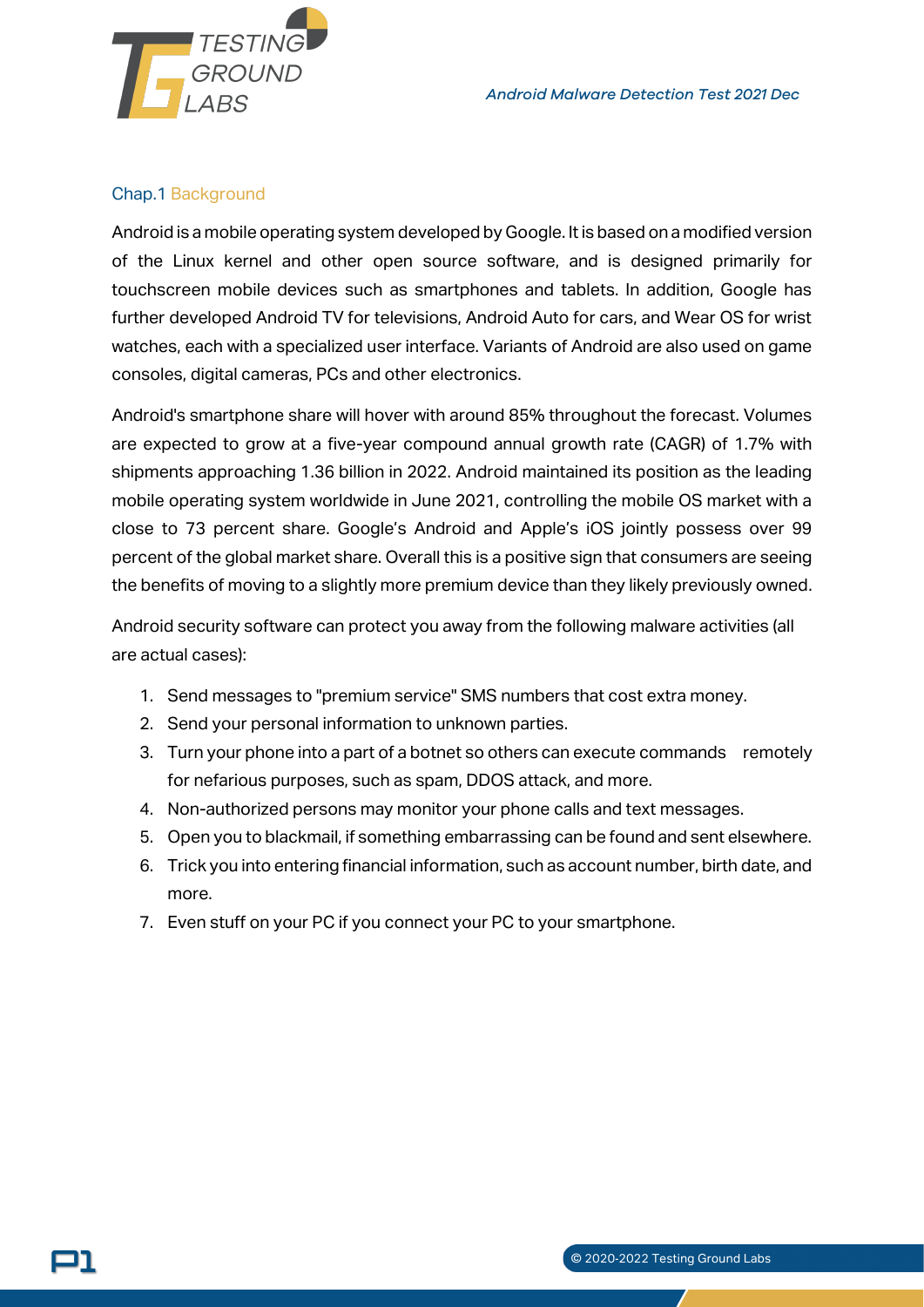## Chap.1 Background

Android is a mobile operating system developed by Google. It is based on a modified version of the Linux kernel and other open source software, and is designed primarily for touchscreen mobile devices such as smartphones and tablets. In addition, Google has further developed Android TV for televisions, Android Auto for cars, and Wear OS for wrist watches, each with a specialized user interface. Variants of Android are also used on game consoles, digital cameras, PCs and other electronics.

Android's smartphone share will hover with around 85% throughout the forecast. Volumes are expected to grow at a five-year compound annual growth rate (CAGR) of 1.7% with shipments approaching 1.36 billion in 2022. Android maintained its position as the leading mobile operating system worldwide in June 2021, controlling the mobile OS market with a close to 73 percent share. Google's Android and Apple's iOS jointly possess over 99 percent of the global market share. Overall this is a positive sign that consumers are seeing the benefits of moving to a slightly more premium device than they likely previously owned.

Android security software can protect you away from the following malware activities (all are actual cases):

1. Send messages to "premium service" SMS numbers that cost extra money.
2. Send your personal information to unknown parties.
3. Turn your phone into a part of a botnet so others can execute commands remotely for nefarious purposes, such as spam, DDOS attack, and more.
4. Non-authorized persons may monitor your phone calls and text messages.
5. Open you to blackmail, if something embarrassing can be found and sent elsewhere.
6. Trick you into entering financial information, such as account number, birth date, and more.
7. Even stuff on your PC if you connect your PC to your smartphone.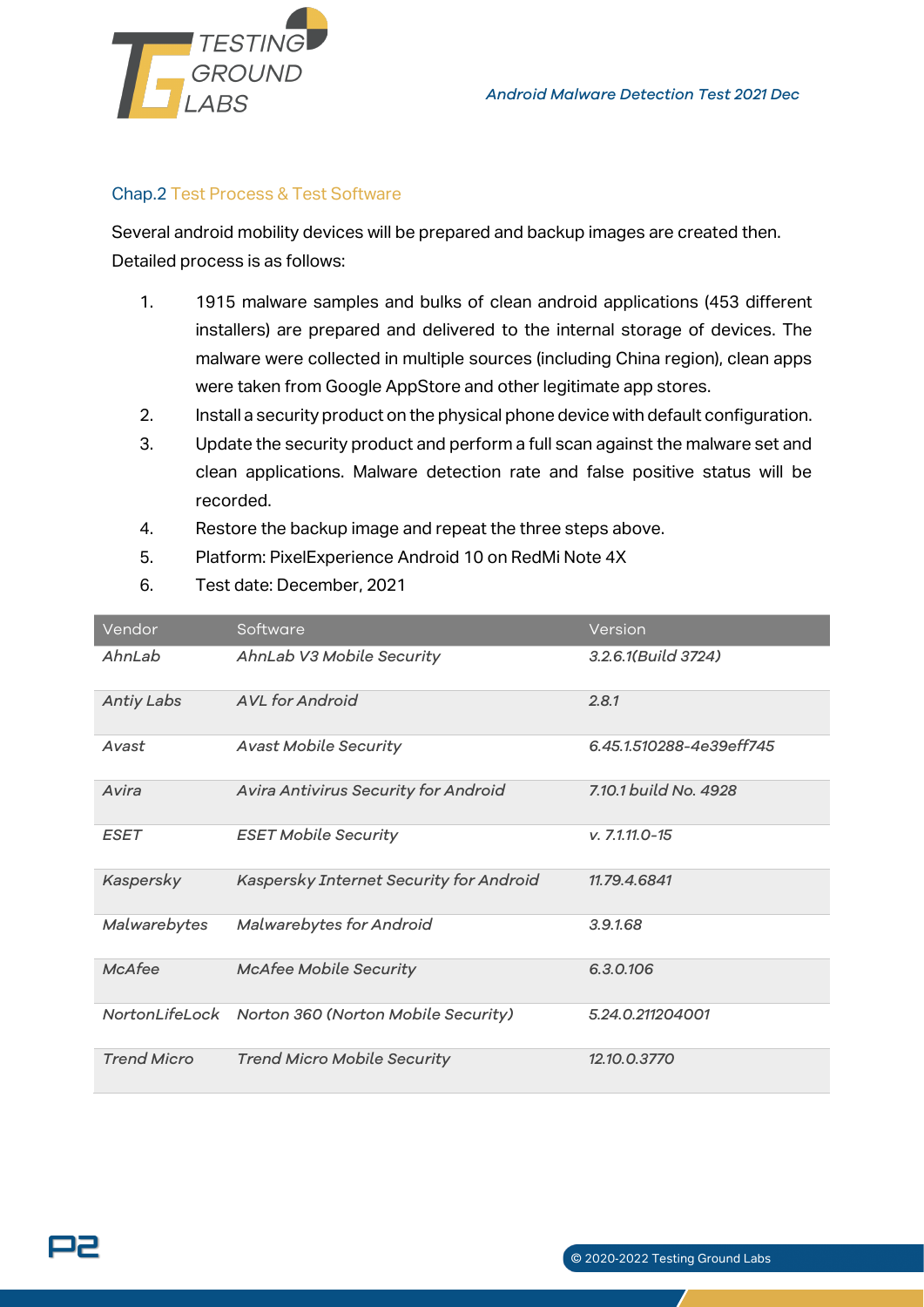## Chap.2 Test Process & Test Software

Several android mobility devices will be prepared and backup images are created then. Detailed process is as follows:

1. 1915 malware samples and bulks of clean android applications (453 different installers) are prepared and delivered to the internal storage of devices. The malware were collected in multiple sources (including China region), clean apps were taken from Google AppStore and other legitimate app stores.
2. Install a security product on the physical phone device with default configuration.
3. Update the security product and perform a full scan against the malware set and clean applications. Malware detection rate and false positive status will be recorded.
4. Restore the backup image and repeat the three steps above.
5. Platform: PixelExperience Android 10 on RedMi Note 4X
6. Test date: December, 2021

| Vendor | Software | Version |
|---|---|---|
| *AhnLab* | *AhnLab V3 Mobile Security* | *3.2.6.1(Build 3724)* |
| *Antiy Labs* | *AVL for Android* | *2.8.1* |
| *Avast* | *Avast Mobile Security* | *6.45.1.510288-4e39eff745* |
| *Avira* | *Avira Antivirus Security for Android* | *7.10.1 build No. 4928* |
| *ESET* | *ESET Mobile Security* | *v. 7.1.11.0-15* |
| *Kaspersky* | *Kaspersky Internet Security for Android* | *11.79.4.6841* |
| *Malwarebytes* | *Malwarebytes for Android* | *3.9.1.68* |
| *McAfee* | *McAfee Mobile Security* | *6.3.0.106* |
| *NortonLifeLock* | *Norton 360 (Norton Mobile Security)* | *5.24.0.211204001* |
| *Trend Micro* | *Trend Micro Mobile Security* | *12.10.0.3770* |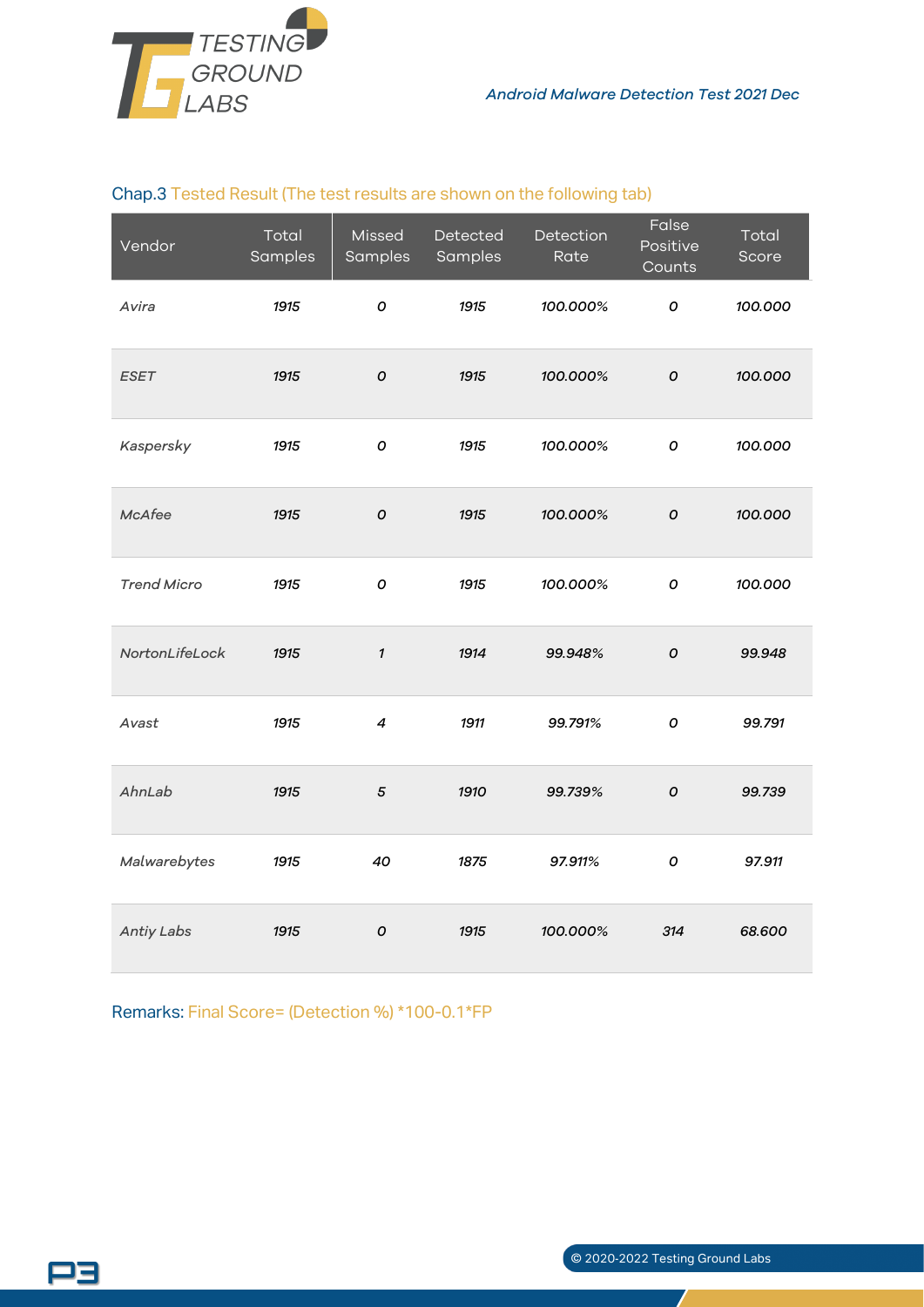## Chap.3 Tested Result (The test results are shown on the following tab)

| Vendor | Total Samples | Missed Samples | Detected Samples | Detection Rate | False Positive Counts | Total Score |
|---|---|---|---|---|---|---|
| *Avira* | *1915* | *0* | *1915* | *100.000%* | *0* | *100.000* |
| *ESET* | *1915* | *0* | *1915* | *100.000%* | *0* | *100.000* |
| *Kaspersky* | *1915* | *0* | *1915* | *100.000%* | *0* | *100.000* |
| *McAfee* | *1915* | *0* | *1915* | *100.000%* | *0* | *100.000* |
| *Trend Micro* | *1915* | *0* | *1915* | *100.000%* | *0* | *100.000* |
| *NortonLifeLock* | *1915* | *1* | *1914* | *99.948%* | *0* | *99.948* |
| *Avast* | *1915* | *4* | *1911* | *99.791%* | *0* | *99.791* |
| *AhnLab* | *1915* | *5* | *1910* | *99.739%* | *0* | *99.739* |
| *Malwarebytes* | *1915* | *40* | *1875* | *97.911%* | *0* | *97.911* |
| *Antiy Labs* | *1915* | *0* | *1915* | *100.000%* | *314* | *68.600* |

Remarks: Final Score= (Detection %) *100-0.1*FP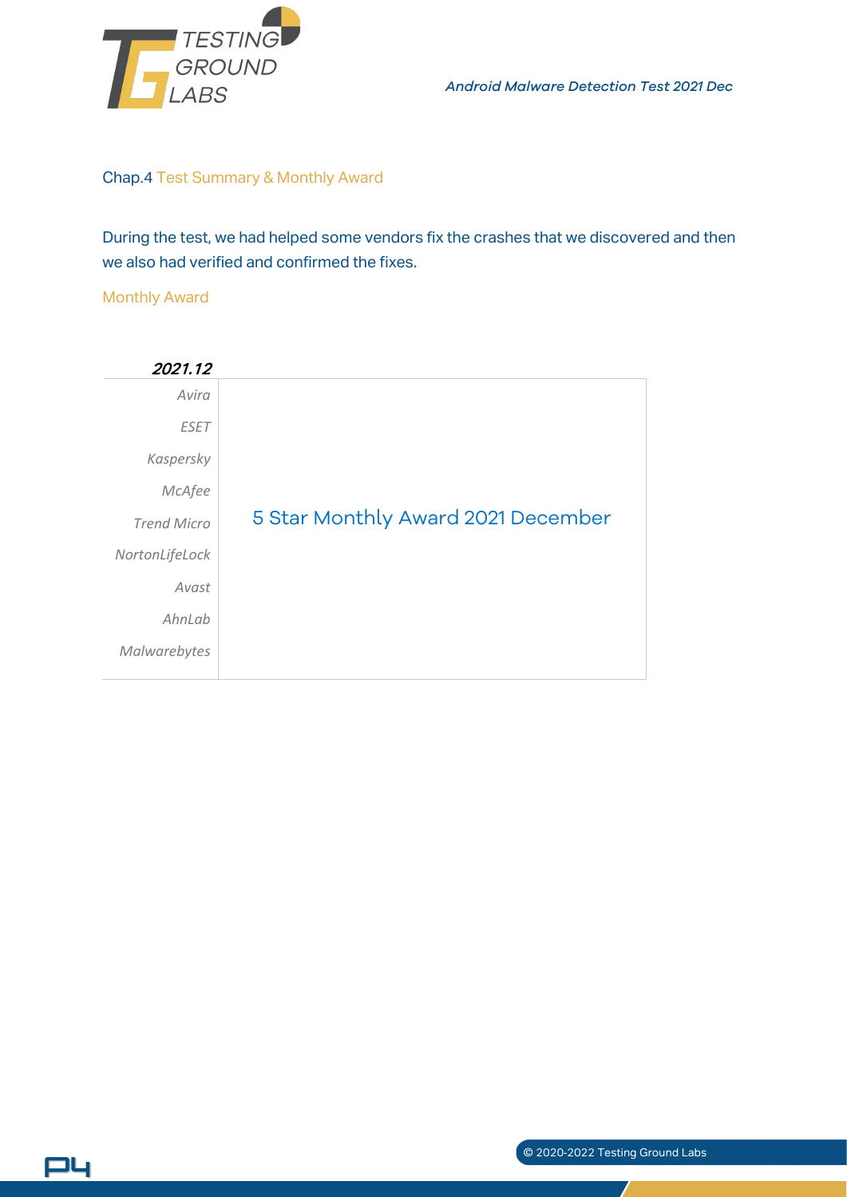## Chap.4 Test Summary & Monthly Award

During the test, we had helped some vendors fix the crashes that we discovered and then we also had verified and confirmed the fixes.

### Monthly Award

| *2021.12* | |
|---|---|
| *Avira* | 5 Star Monthly Award 2021 December |
| *ESET* | |
| *Kaspersky* | |
| *McAfee* | |
| *Trend Micro* | |
| *NortonLifeLock* | |
| *Avast* | |
| *AhnLab* | |
| *Malwarebytes* | |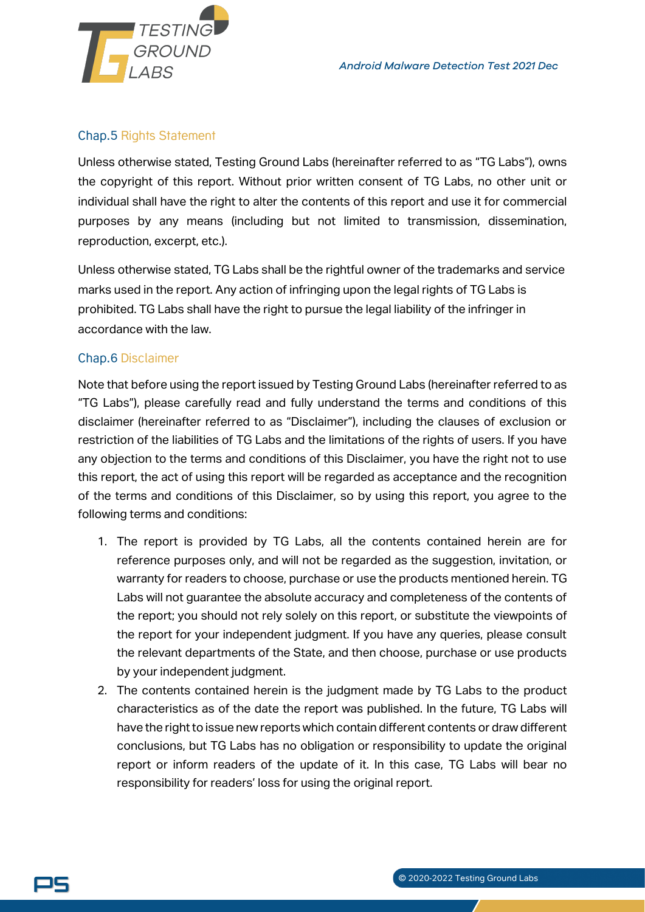## Chap.5 Rights Statement

Unless otherwise stated, Testing Ground Labs (hereinafter referred to as "TG Labs"), owns the copyright of this report. Without prior written consent of TG Labs, no other unit or individual shall have the right to alter the contents of this report and use it for commercial purposes by any means (including but not limited to transmission, dissemination, reproduction, excerpt, etc.).

Unless otherwise stated, TG Labs shall be the rightful owner of the trademarks and service marks used in the report. Any action of infringing upon the legal rights of TG Labs is prohibited. TG Labs shall have the right to pursue the legal liability of the infringer in accordance with the law.

## Chap.6 Disclaimer

Note that before using the report issued by Testing Ground Labs (hereinafter referred to as "TG Labs"), please carefully read and fully understand the terms and conditions of this disclaimer (hereinafter referred to as "Disclaimer"), including the clauses of exclusion or restriction of the liabilities of TG Labs and the limitations of the rights of users. If you have any objection to the terms and conditions of this Disclaimer, you have the right not to use this report, the act of using this report will be regarded as acceptance and the recognition of the terms and conditions of this Disclaimer, so by using this report, you agree to the following terms and conditions:

1. The report is provided by TG Labs, all the contents contained herein are for reference purposes only, and will not be regarded as the suggestion, invitation, or warranty for readers to choose, purchase or use the products mentioned herein. TG Labs will not guarantee the absolute accuracy and completeness of the contents of the report; you should not rely solely on this report, or substitute the viewpoints of the report for your independent judgment. If you have any queries, please consult the relevant departments of the State, and then choose, purchase or use products by your independent judgment.
2. The contents contained herein is the judgment made by TG Labs to the product characteristics as of the date the report was published. In the future, TG Labs will have the right to issue new reports which contain different contents or draw different conclusions, but TG Labs has no obligation or responsibility to update the original report or inform readers of the update of it. In this case, TG Labs will bear no responsibility for readers' loss for using the original report.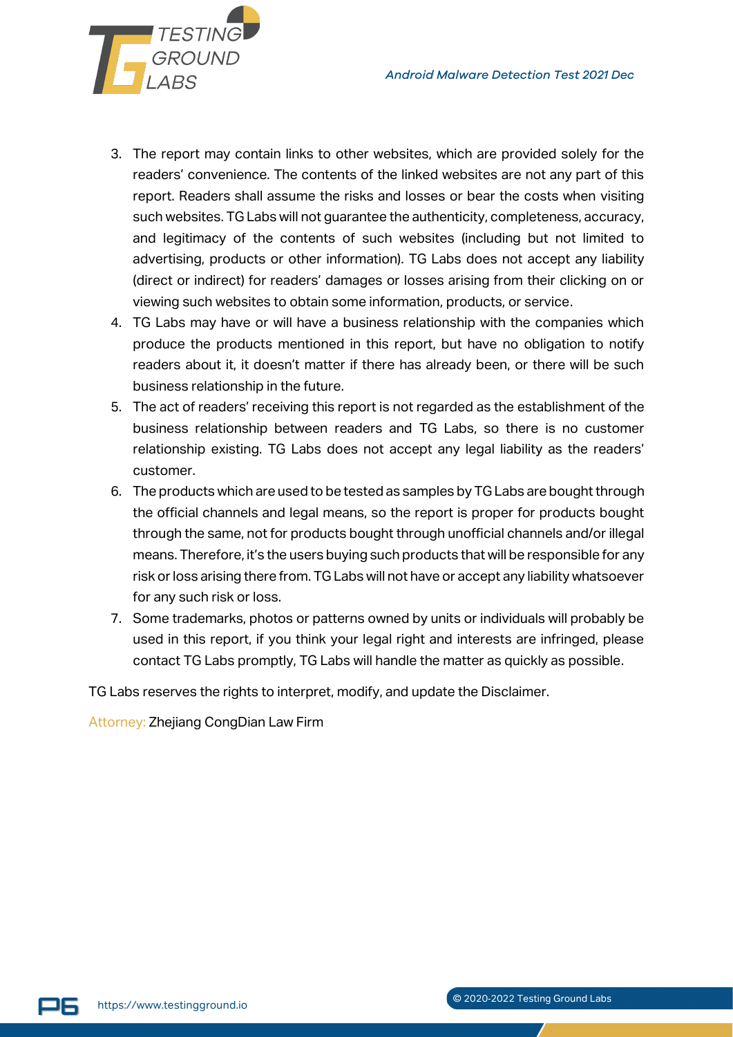3. The report may contain links to other websites, which are provided solely for the readers' convenience. The contents of the linked websites are not any part of this report. Readers shall assume the risks and losses or bear the costs when visiting such websites. TG Labs will not guarantee the authenticity, completeness, accuracy, and legitimacy of the contents of such websites (including but not limited to advertising, products or other information). TG Labs does not accept any liability (direct or indirect) for readers' damages or losses arising from their clicking on or viewing such websites to obtain some information, products, or service.
4. TG Labs may have or will have a business relationship with the companies which produce the products mentioned in this report, but have no obligation to notify readers about it, it doesn't matter if there has already been, or there will be such business relationship in the future.
5. The act of readers' receiving this report is not regarded as the establishment of the business relationship between readers and TG Labs, so there is no customer relationship existing. TG Labs does not accept any legal liability as the readers' customer.
6. The products which are used to be tested as samples by TG Labs are bought through the official channels and legal means, so the report is proper for products bought through the same, not for products bought through unofficial channels and/or illegal means. Therefore, it's the users buying such products that will be responsible for any risk or loss arising there from. TG Labs will not have or accept any liability whatsoever for any such risk or loss.
7. Some trademarks, photos or patterns owned by units or individuals will probably be used in this report, if you think your legal right and interests are infringed, please contact TG Labs promptly, TG Labs will handle the matter as quickly as possible.

TG Labs reserves the rights to interpret, modify, and update the Disclaimer.

Attorney: Zhejiang CongDian Law Firm